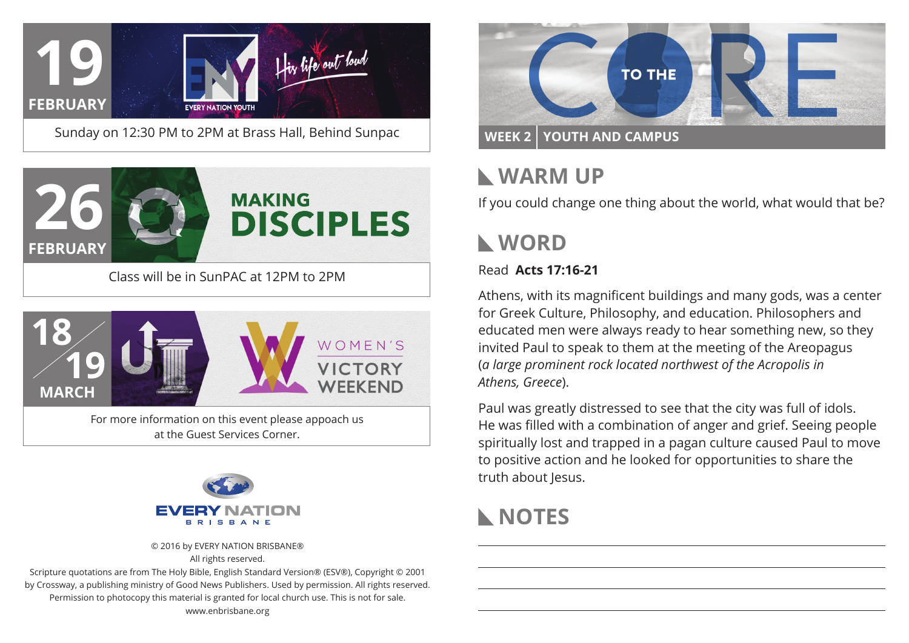**19 FEBRUARY**

EVERY NATION YOUTH — His life out loud

Sunday on 12:30 PM to 2PM at Brass Hall, Behind Sunpac

**26 FEBRUARY**

**MAKING DISCIPLES**

Class will be in SunPAC at 12PM to 2PM

**18/19 MARCH**

**WOMEN'S VICTORY WEEKEND**

For more information on this event please appoach us at the Guest Services Corner.

EVERY NATION BRISBANE

© 2016 by EVERY NATION BRISBANE®
All rights reserved.
Scripture quotations are from The Holy Bible, English Standard Version® (ESV®), Copyright © 2001 by Crossway, a publishing ministry of Good News Publishers. Used by permission. All rights reserved. Permission to photocopy this material is granted for local church use. This is not for sale.
www.enbrisbane.org

# TO THE CORE

**WEEK 2 | YOUTH AND CAMPUS**

## WARM UP

If you could change one thing about the world, what would that be?

## WORD

Read **Acts 17:16-21**

Athens, with its magnificent buildings and many gods, was a center for Greek Culture, Philosophy, and education. Philosophers and educated men were always ready to hear something new, so they invited Paul to speak to them at the meeting of the Areopagus (*a large prominent rock located northwest of the Acropolis in Athens, Greece*).

Paul was greatly distressed to see that the city was full of idols. He was filled with a combination of anger and grief. Seeing people spiritually lost and trapped in a pagan culture caused Paul to move to positive action and he looked for opportunities to share the truth about Jesus.

## NOTES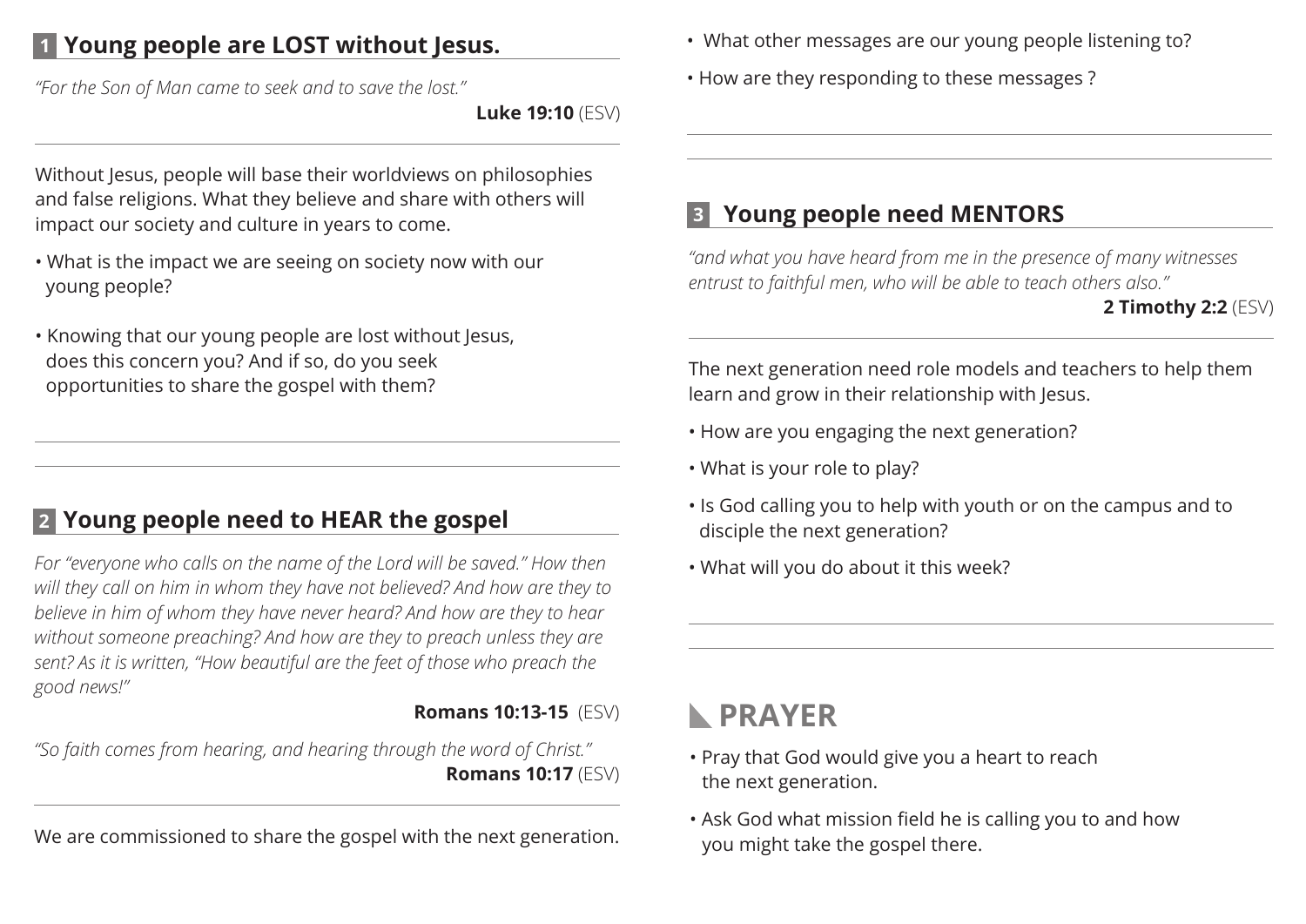## 1 Young people are LOST without Jesus.

*"For the Son of Man came to seek and to save the lost."*

**Luke 19:10** (ESV)

Without Jesus, people will base their worldviews on philosophies and false religions. What they believe and share with others will impact our society and culture in years to come.

- What is the impact we are seeing on society now with our young people?
- Knowing that our young people are lost without Jesus, does this concern you? And if so, do you seek opportunities to share the gospel with them?

## 2 Young people need to HEAR the gospel

*For "everyone who calls on the name of the Lord will be saved." How then will they call on him in whom they have not believed? And how are they to believe in him of whom they have never heard? And how are they to hear without someone preaching? And how are they to preach unless they are sent? As it is written, "How beautiful are the feet of those who preach the good news!"*

**Romans 10:13-15** (ESV)

*"So faith comes from hearing, and hearing through the word of Christ."*

**Romans 10:17** (ESV)

We are commissioned to share the gospel with the next generation.

- What other messages are our young people listening to?
- How are they responding to these messages ?

## 3 Young people need MENTORS

*"and what you have heard from me in the presence of many witnesses entrust to faithful men, who will be able to teach others also."*

**2 Timothy 2:2** (ESV)

The next generation need role models and teachers to help them learn and grow in their relationship with Jesus.

- How are you engaging the next generation?
- What is your role to play?
- Is God calling you to help with youth or on the campus and to disciple the next generation?
- What will you do about it this week?

## PRAYER

- Pray that God would give you a heart to reach the next generation.
- Ask God what mission field he is calling you to and how you might take the gospel there.